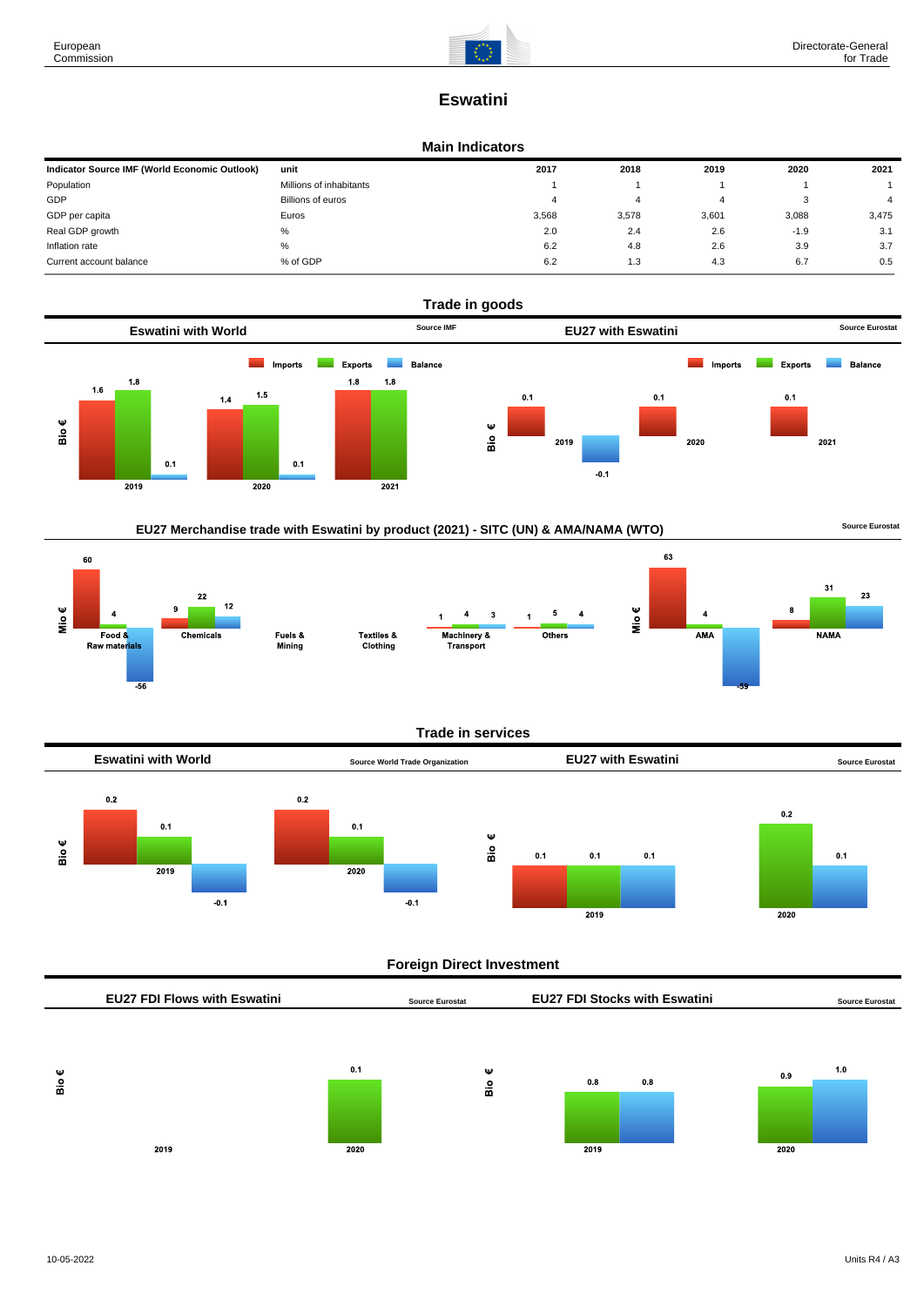# Eswatini

## Main Indicators

| Indicator Source IMF (World Economic Outlook) | unit | 2017 | 2018 | 2019 | 2020 | 2021 |
|---|---|---|---|---|---|---|
| Population | Millions of inhabitants | 1 | 1 | 1 | 1 | 1 |
| GDP | Billions of euros | 4 | 4 | 4 | 3 | 4 |
| GDP per capita | Euros | 3,568 | 3,578 | 3,601 | 3,088 | 3,475 |
| Real GDP growth | % | 2.0 | 2.4 | 2.6 | -1.9 | 3.1 |
| Inflation rate | % | 6.2 | 4.8 | 2.6 | 3.9 | 3.7 |
| Current account balance | % of GDP | 6.2 | 1.3 | 4.3 | 6.7 | 0.5 |

## Trade in goods

### Eswatini with World

Source IMF

Bio €

| | Imports | Exports | Balance |
|---|---|---|---|
| 2019 | 1.6 | 1.8 | 0.1 |
| 2020 | 1.4 | 1.5 | 0.1 |
| 2021 | 1.8 | 1.8 | |

### EU27 with Eswatini

Source Eurostat

Bio €

| | Imports | Exports | Balance |
|---|---|---|---|
| 2019 | 0.1 | | -0.1 |
| 2020 | 0.1 | | |
| 2021 | 0.1 | | |

### EU27 Merchandise trade with Eswatini by product (2021) - SITC (UN) & AMA/NAMA (WTO)

Source Eurostat

Mio €

| | Imports | Exports | Balance |
|---|---|---|---|
| Food & Raw materials | 60 | 4 | -56 |
| Chemicals | 9 | 22 | 12 |
| Fuels & Mining | | | |
| Textiles & Clothing | | | |
| Machinery & Transport | 1 | 4 | 3 |
| Others | 1 | 5 | 4 |

Mio €

| | Imports | Exports | Balance |
|---|---|---|---|
| AMA | 63 | 4 | -59 |
| NAMA | 8 | 31 | 23 |

## Trade in services

### Eswatini with World

Source World Trade Organization

Bio €

| | Imports | Exports | Balance |
|---|---|---|---|
| 2019 | 0.2 | 0.1 | -0.1 |
| 2020 | 0.2 | 0.1 | -0.1 |

### EU27 with Eswatini

Source Eurostat

Bio €

| | Imports | Exports | Balance |
|---|---|---|---|
| 2019 | 0.1 | 0.1 | 0.1 |
| 2020 | | 0.2 | 0.1 |

## Foreign Direct Investment

### EU27 FDI Flows with Eswatini

Source Eurostat

Bio €

| | Inward | Outward |
|---|---|---|
| 2019 | | |
| 2020 | 0.1 | |

### EU27 FDI Stocks with Eswatini

Source Eurostat

Bio €

| | Inward | Outward |
|---|---|---|
| 2019 | 0.8 | 0.8 |
| 2020 | 0.9 | 1.0 |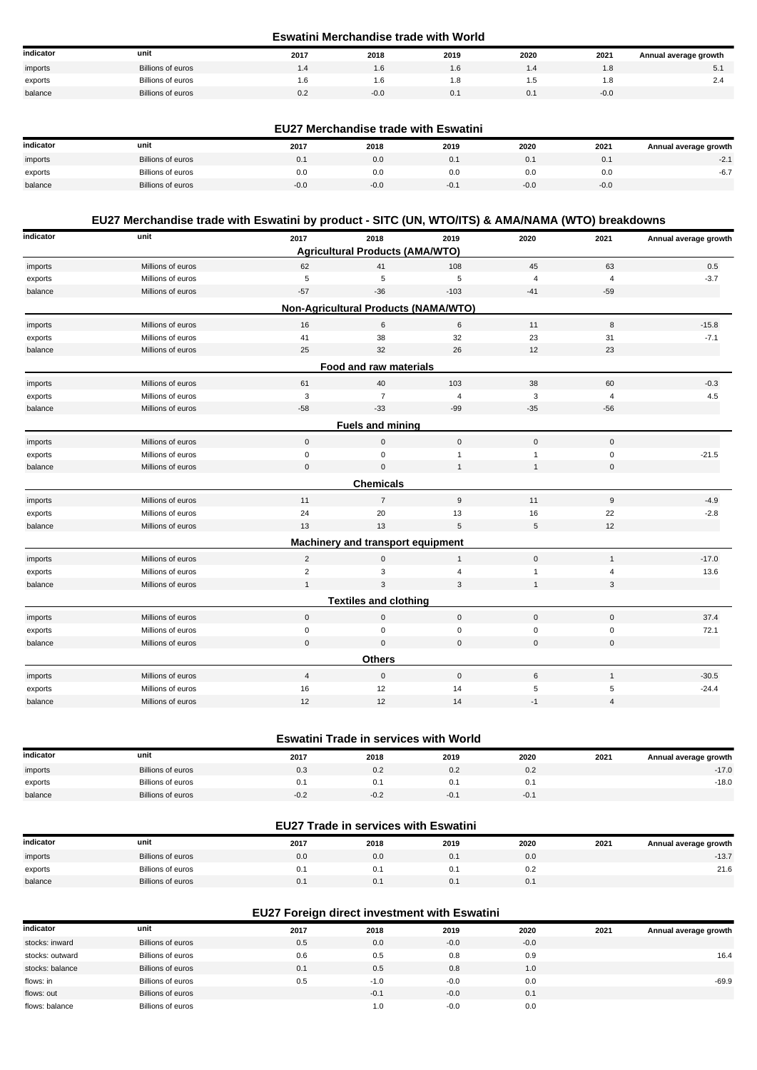### Eswatini Merchandise trade with World

| indicator | unit | 2017 | 2018 | 2019 | 2020 | 2021 | Annual average growth |
|---|---|---|---|---|---|---|---|
| imports | Billions of euros | 1.4 | 1.6 | 1.6 | 1.4 | 1.8 | 5.1 |
| exports | Billions of euros | 1.6 | 1.6 | 1.8 | 1.5 | 1.8 | 2.4 |
| balance | Billions of euros | 0.2 | -0.0 | 0.1 | 0.1 | -0.0 | |

### EU27 Merchandise trade with Eswatini

| indicator | unit | 2017 | 2018 | 2019 | 2020 | 2021 | Annual average growth |
|---|---|---|---|---|---|---|---|
| imports | Billions of euros | 0.1 | 0.0 | 0.1 | 0.1 | 0.1 | -2.1 |
| exports | Billions of euros | 0.0 | 0.0 | 0.0 | 0.0 | 0.0 | -6.7 |
| balance | Billions of euros | -0.0 | -0.0 | -0.1 | -0.0 | -0.0 | |

### EU27 Merchandise trade with Eswatini by product - SITC (UN, WTO/ITS) & AMA/NAMA (WTO) breakdowns

| indicator | unit | 2017 | 2018 | 2019 | 2020 | 2021 | Annual average growth |
|---|---|---|---|---|---|---|---|
| | | | **Agricultural Products (AMA/WTO)** | | | | |
| imports | Millions of euros | 62 | 41 | 108 | 45 | 63 | 0.5 |
| exports | Millions of euros | 5 | 5 | 5 | 4 | 4 | -3.7 |
| balance | Millions of euros | -57 | -36 | -103 | -41 | -59 | |
| | | | **Non-Agricultural Products (NAMA/WTO)** | | | | |
| imports | Millions of euros | 16 | 6 | 6 | 11 | 8 | -15.8 |
| exports | Millions of euros | 41 | 38 | 32 | 23 | 31 | -7.1 |
| balance | Millions of euros | 25 | 32 | 26 | 12 | 23 | |
| | | | **Food and raw materials** | | | | |
| imports | Millions of euros | 61 | 40 | 103 | 38 | 60 | -0.3 |
| exports | Millions of euros | 3 | 7 | 4 | 3 | 4 | 4.5 |
| balance | Millions of euros | -58 | -33 | -99 | -35 | -56 | |
| | | | **Fuels and mining** | | | | |
| imports | Millions of euros | 0 | 0 | 0 | 0 | 0 | |
| exports | Millions of euros | 0 | 0 | 1 | 1 | 0 | -21.5 |
| balance | Millions of euros | 0 | 0 | 1 | 1 | 0 | |
| | | | **Chemicals** | | | | |
| imports | Millions of euros | 11 | 7 | 9 | 11 | 9 | -4.9 |
| exports | Millions of euros | 24 | 20 | 13 | 16 | 22 | -2.8 |
| balance | Millions of euros | 13 | 13 | 5 | 5 | 12 | |
| | | | **Machinery and transport equipment** | | | | |
| imports | Millions of euros | 2 | 0 | 1 | 0 | 1 | -17.0 |
| exports | Millions of euros | 2 | 3 | 4 | 1 | 4 | 13.6 |
| balance | Millions of euros | 1 | 3 | 3 | 1 | 3 | |
| | | | **Textiles and clothing** | | | | |
| imports | Millions of euros | 0 | 0 | 0 | 0 | 0 | 37.4 |
| exports | Millions of euros | 0 | 0 | 0 | 0 | 0 | 72.1 |
| balance | Millions of euros | 0 | 0 | 0 | 0 | 0 | |
| | | | **Others** | | | | |
| imports | Millions of euros | 4 | 0 | 0 | 6 | 1 | -30.5 |
| exports | Millions of euros | 16 | 12 | 14 | 5 | 5 | -24.4 |
| balance | Millions of euros | 12 | 12 | 14 | -1 | 4 | |

### Eswatini Trade in services with World

| indicator | unit | 2017 | 2018 | 2019 | 2020 | 2021 | Annual average growth |
|---|---|---|---|---|---|---|---|
| imports | Billions of euros | 0.3 | 0.2 | 0.2 | 0.2 | | -17.0 |
| exports | Billions of euros | 0.1 | 0.1 | 0.1 | 0.1 | | -18.0 |
| balance | Billions of euros | -0.2 | -0.2 | -0.1 | -0.1 | | |

### EU27 Trade in services with Eswatini

| indicator | unit | 2017 | 2018 | 2019 | 2020 | 2021 | Annual average growth |
|---|---|---|---|---|---|---|---|
| imports | Billions of euros | 0.0 | 0.0 | 0.1 | 0.0 | | -13.7 |
| exports | Billions of euros | 0.1 | 0.1 | 0.1 | 0.2 | | 21.6 |
| balance | Billions of euros | 0.1 | 0.1 | 0.1 | 0.1 | | |

### EU27 Foreign direct investment with Eswatini

| indicator | unit | 2017 | 2018 | 2019 | 2020 | 2021 | Annual average growth |
|---|---|---|---|---|---|---|---|
| stocks: inward | Billions of euros | 0.5 | 0.0 | -0.0 | -0.0 | | |
| stocks: outward | Billions of euros | 0.6 | 0.5 | 0.8 | 0.9 | | 16.4 |
| stocks: balance | Billions of euros | 0.1 | 0.5 | 0.8 | 1.0 | | |
| flows: in | Billions of euros | 0.5 | -1.0 | -0.0 | 0.0 | | -69.9 |
| flows: out | Billions of euros | | -0.1 | -0.0 | 0.1 | | |
| flows: balance | Billions of euros | | 1.0 | -0.0 | 0.0 | | |